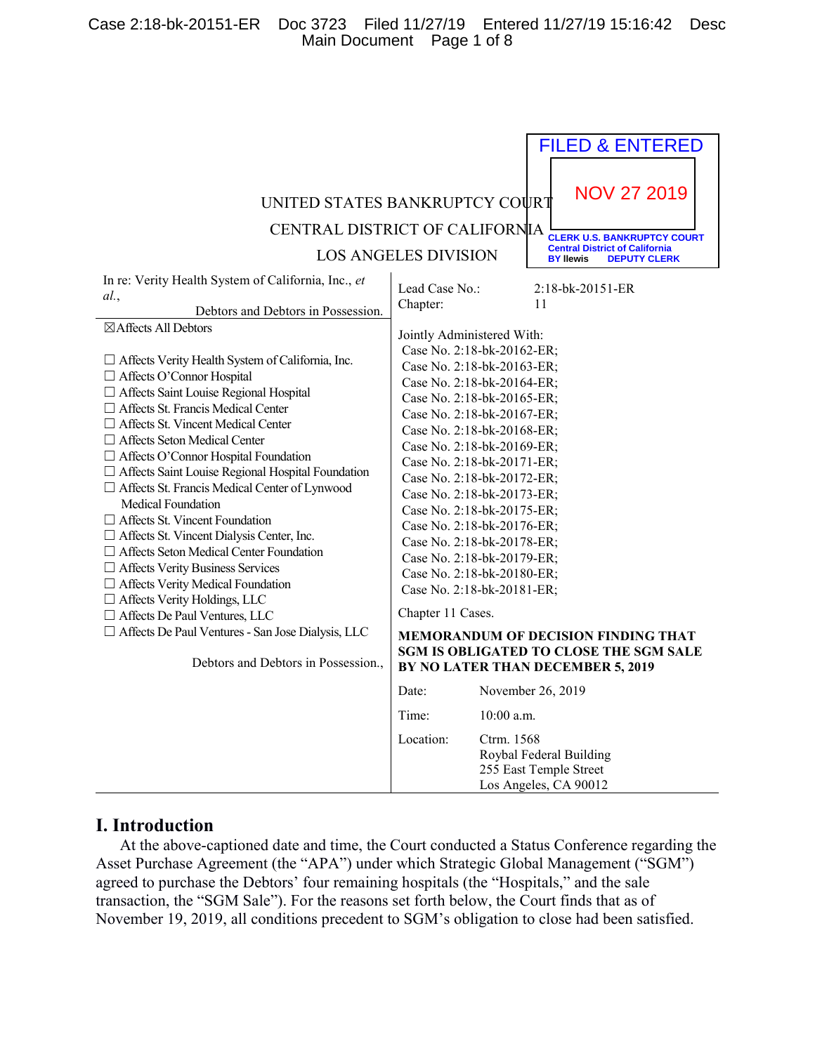FILED & ENTERED

NOV 27 2019

CLERK U.S. BANKRUPTCY COURT
Central District of California
BY llewis DEPUTY CLERK

UNITED STATES BANKRUPTCY COURT

CENTRAL DISTRICT OF CALIFORNIA

LOS ANGELES DIVISION

In re: Verity Health System of California, Inc., *et al.*,

Debtors and Debtors in Possession.

☒Affects All Debtors

☐ Affects Verity Health System of California, Inc.
☐ Affects O'Connor Hospital
☐ Affects Saint Louise Regional Hospital
☐ Affects St. Francis Medical Center
☐ Affects St. Vincent Medical Center
☐ Affects Seton Medical Center
☐ Affects O'Connor Hospital Foundation
☐ Affects Saint Louise Regional Hospital Foundation
☐ Affects St. Francis Medical Center of Lynwood Medical Foundation
☐ Affects St. Vincent Foundation
☐ Affects St. Vincent Dialysis Center, Inc.
☐ Affects Seton Medical Center Foundation
☐ Affects Verity Business Services
☐ Affects Verity Medical Foundation
☐ Affects Verity Holdings, LLC
☐ Affects De Paul Ventures, LLC
☐ Affects De Paul Ventures - San Jose Dialysis, LLC

Debtors and Debtors in Possession.,

Lead Case No.: 2:18-bk-20151-ER
Chapter: 11

Jointly Administered With:
Case No. 2:18-bk-20162-ER;
Case No. 2:18-bk-20163-ER;
Case No. 2:18-bk-20164-ER;
Case No. 2:18-bk-20165-ER;
Case No. 2:18-bk-20167-ER;
Case No. 2:18-bk-20168-ER;
Case No. 2:18-bk-20169-ER;
Case No. 2:18-bk-20171-ER;
Case No. 2:18-bk-20172-ER;
Case No. 2:18-bk-20173-ER;
Case No. 2:18-bk-20175-ER;
Case No. 2:18-bk-20176-ER;
Case No. 2:18-bk-20178-ER;
Case No. 2:18-bk-20179-ER;
Case No. 2:18-bk-20180-ER;
Case No. 2:18-bk-20181-ER;

Chapter 11 Cases.

**MEMORANDUM OF DECISION FINDING THAT SGM IS OBLIGATED TO CLOSE THE SGM SALE BY NO LATER THAN DECEMBER 5, 2019**

Date: November 26, 2019

Time: 10:00 a.m.

Location: Ctrm. 1568
Roybal Federal Building
255 East Temple Street
Los Angeles, CA 90012

# I. Introduction

At the above-captioned date and time, the Court conducted a Status Conference regarding the Asset Purchase Agreement (the "APA") under which Strategic Global Management ("SGM") agreed to purchase the Debtors' four remaining hospitals (the "Hospitals," and the sale transaction, the "SGM Sale"). For the reasons set forth below, the Court finds that as of November 19, 2019, all conditions precedent to SGM's obligation to close had been satisfied.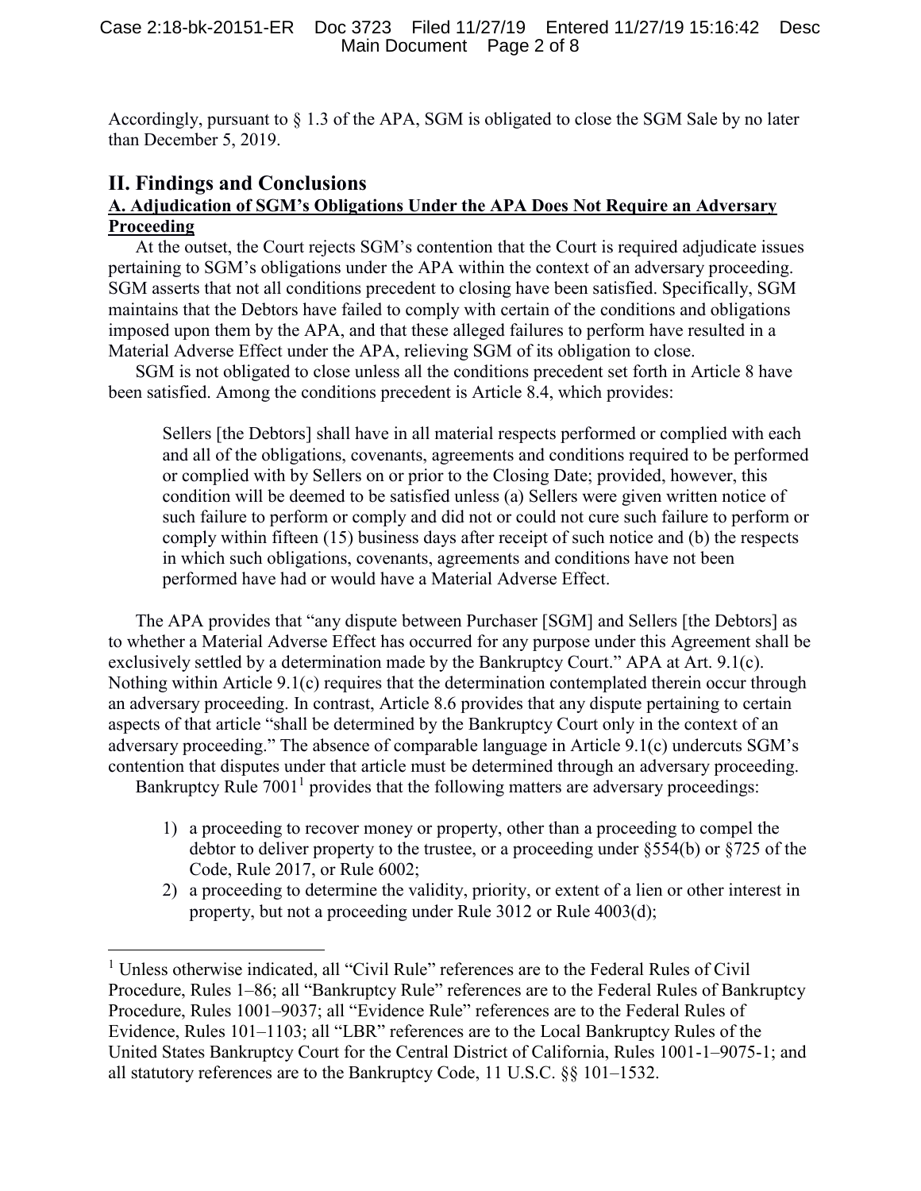Accordingly, pursuant to § 1.3 of the APA, SGM is obligated to close the SGM Sale by no later than December 5, 2019.

## II. Findings and Conclusions

### A. Adjudication of SGM's Obligations Under the APA Does Not Require an Adversary Proceeding

At the outset, the Court rejects SGM's contention that the Court is required adjudicate issues pertaining to SGM's obligations under the APA within the context of an adversary proceeding. SGM asserts that not all conditions precedent to closing have been satisfied. Specifically, SGM maintains that the Debtors have failed to comply with certain of the conditions and obligations imposed upon them by the APA, and that these alleged failures to perform have resulted in a Material Adverse Effect under the APA, relieving SGM of its obligation to close.

SGM is not obligated to close unless all the conditions precedent set forth in Article 8 have been satisfied. Among the conditions precedent is Article 8.4, which provides:

> Sellers [the Debtors] shall have in all material respects performed or complied with each and all of the obligations, covenants, agreements and conditions required to be performed or complied with by Sellers on or prior to the Closing Date; provided, however, this condition will be deemed to be satisfied unless (a) Sellers were given written notice of such failure to perform or comply and did not or could not cure such failure to perform or comply within fifteen (15) business days after receipt of such notice and (b) the respects in which such obligations, covenants, agreements and conditions have not been performed have had or would have a Material Adverse Effect.

The APA provides that "any dispute between Purchaser [SGM] and Sellers [the Debtors] as to whether a Material Adverse Effect has occurred for any purpose under this Agreement shall be exclusively settled by a determination made by the Bankruptcy Court." APA at Art. 9.1(c). Nothing within Article 9.1(c) requires that the determination contemplated therein occur through an adversary proceeding. In contrast, Article 8.6 provides that any dispute pertaining to certain aspects of that article "shall be determined by the Bankruptcy Court only in the context of an adversary proceeding." The absence of comparable language in Article 9.1(c) undercuts SGM's contention that disputes under that article must be determined through an adversary proceeding.

Bankruptcy Rule 7001[1] provides that the following matters are adversary proceedings:

1) a proceeding to recover money or property, other than a proceeding to compel the debtor to deliver property to the trustee, or a proceeding under §554(b) or §725 of the Code, Rule 2017, or Rule 6002;
2) a proceeding to determine the validity, priority, or extent of a lien or other interest in property, but not a proceeding under Rule 3012 or Rule 4003(d);

---

[1] Unless otherwise indicated, all "Civil Rule" references are to the Federal Rules of Civil Procedure, Rules 1–86; all "Bankruptcy Rule" references are to the Federal Rules of Bankruptcy Procedure, Rules 1001–9037; all "Evidence Rule" references are to the Federal Rules of Evidence, Rules 101–1103; all "LBR" references are to the Local Bankruptcy Rules of the United States Bankruptcy Court for the Central District of California, Rules 1001-1–9075-1; and all statutory references are to the Bankruptcy Code, 11 U.S.C. §§ 101–1532.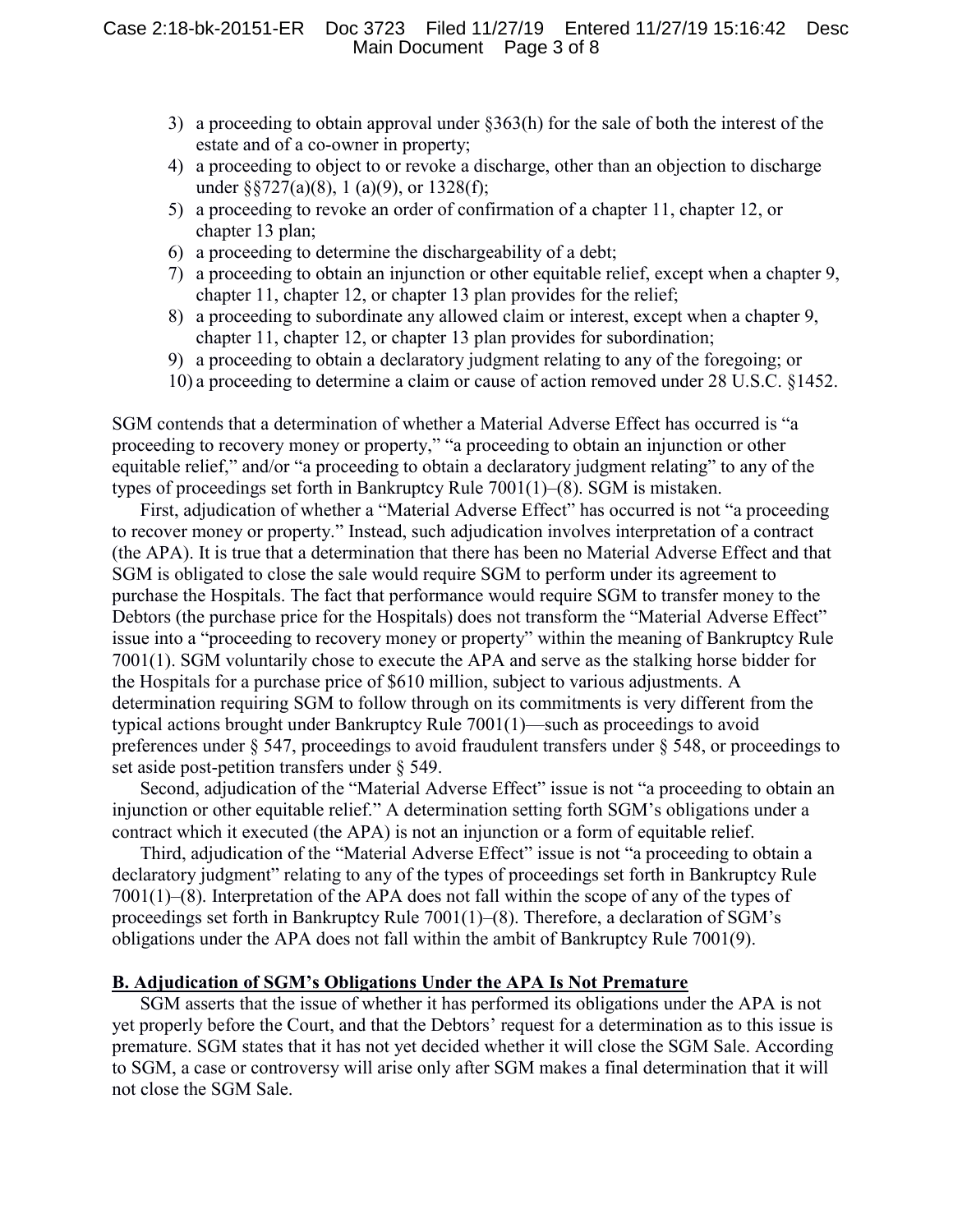3) a proceeding to obtain approval under §363(h) for the sale of both the interest of the estate and of a co-owner in property;
4) a proceeding to object to or revoke a discharge, other than an objection to discharge under §§727(a)(8), 1 (a)(9), or 1328(f);
5) a proceeding to revoke an order of confirmation of a chapter 11, chapter 12, or chapter 13 plan;
6) a proceeding to determine the dischargeability of a debt;
7) a proceeding to obtain an injunction or other equitable relief, except when a chapter 9, chapter 11, chapter 12, or chapter 13 plan provides for the relief;
8) a proceeding to subordinate any allowed claim or interest, except when a chapter 9, chapter 11, chapter 12, or chapter 13 plan provides for subordination;
9) a proceeding to obtain a declaratory judgment relating to any of the foregoing; or
10) a proceeding to determine a claim or cause of action removed under 28 U.S.C. §1452.

SGM contends that a determination of whether a Material Adverse Effect has occurred is "a proceeding to recovery money or property," "a proceeding to obtain an injunction or other equitable relief," and/or "a proceeding to obtain a declaratory judgment relating" to any of the types of proceedings set forth in Bankruptcy Rule 7001(1)–(8). SGM is mistaken.

First, adjudication of whether a "Material Adverse Effect" has occurred is not "a proceeding to recover money or property." Instead, such adjudication involves interpretation of a contract (the APA). It is true that a determination that there has been no Material Adverse Effect and that SGM is obligated to close the sale would require SGM to perform under its agreement to purchase the Hospitals. The fact that performance would require SGM to transfer money to the Debtors (the purchase price for the Hospitals) does not transform the "Material Adverse Effect" issue into a "proceeding to recovery money or property" within the meaning of Bankruptcy Rule 7001(1). SGM voluntarily chose to execute the APA and serve as the stalking horse bidder for the Hospitals for a purchase price of $610 million, subject to various adjustments. A determination requiring SGM to follow through on its commitments is very different from the typical actions brought under Bankruptcy Rule 7001(1)—such as proceedings to avoid preferences under § 547, proceedings to avoid fraudulent transfers under § 548, or proceedings to set aside post-petition transfers under § 549.

Second, adjudication of the "Material Adverse Effect" issue is not "a proceeding to obtain an injunction or other equitable relief." A determination setting forth SGM's obligations under a contract which it executed (the APA) is not an injunction or a form of equitable relief.

Third, adjudication of the "Material Adverse Effect" issue is not "a proceeding to obtain a declaratory judgment" relating to any of the types of proceedings set forth in Bankruptcy Rule 7001(1)–(8). Interpretation of the APA does not fall within the scope of any of the types of proceedings set forth in Bankruptcy Rule 7001(1)–(8). Therefore, a declaration of SGM's obligations under the APA does not fall within the ambit of Bankruptcy Rule 7001(9).

**B. Adjudication of SGM's Obligations Under the APA Is Not Premature**

SGM asserts that the issue of whether it has performed its obligations under the APA is not yet properly before the Court, and that the Debtors' request for a determination as to this issue is premature. SGM states that it has not yet decided whether it will close the SGM Sale. According to SGM, a case or controversy will arise only after SGM makes a final determination that it will not close the SGM Sale.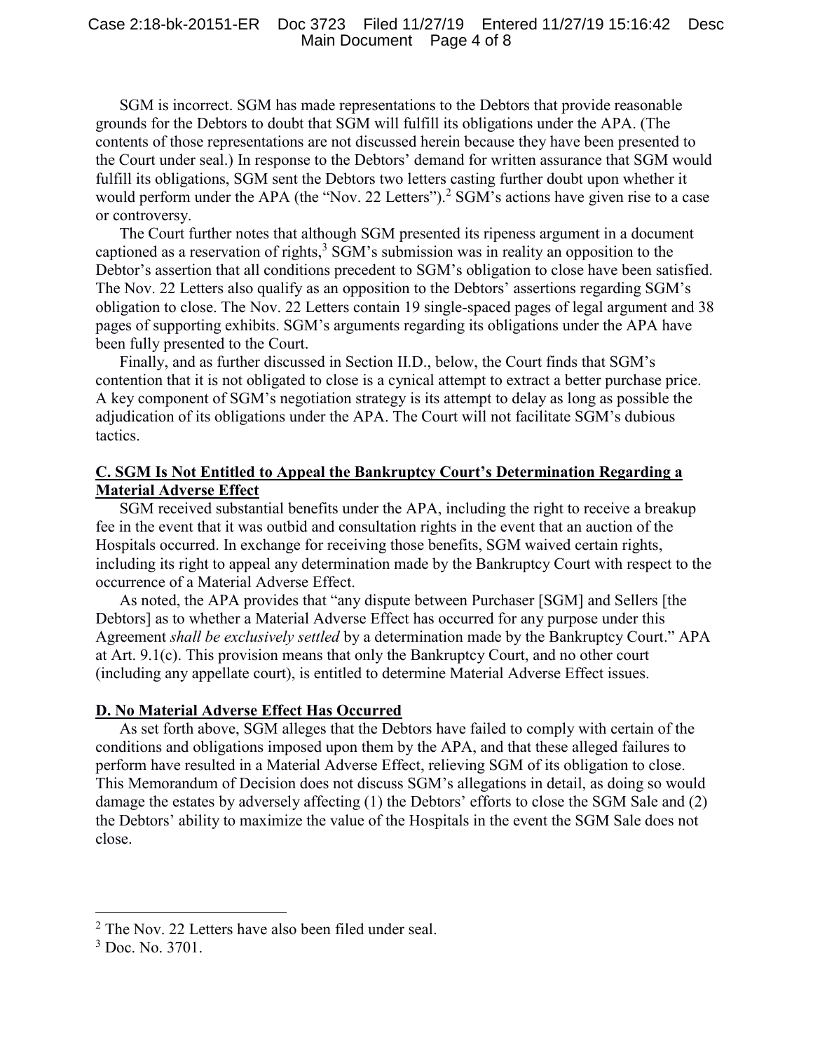SGM is incorrect. SGM has made representations to the Debtors that provide reasonable grounds for the Debtors to doubt that SGM will fulfill its obligations under the APA. (The contents of those representations are not discussed herein because they have been presented to the Court under seal.) In response to the Debtors' demand for written assurance that SGM would fulfill its obligations, SGM sent the Debtors two letters casting further doubt upon whether it would perform under the APA (the "Nov. 22 Letters").[2] SGM's actions have given rise to a case or controversy.

The Court further notes that although SGM presented its ripeness argument in a document captioned as a reservation of rights,[3] SGM's submission was in reality an opposition to the Debtor's assertion that all conditions precedent to SGM's obligation to close have been satisfied. The Nov. 22 Letters also qualify as an opposition to the Debtors' assertions regarding SGM's obligation to close. The Nov. 22 Letters contain 19 single-spaced pages of legal argument and 38 pages of supporting exhibits. SGM's arguments regarding its obligations under the APA have been fully presented to the Court.

Finally, and as further discussed in Section II.D., below, the Court finds that SGM's contention that it is not obligated to close is a cynical attempt to extract a better purchase price. A key component of SGM's negotiation strategy is its attempt to delay as long as possible the adjudication of its obligations under the APA. The Court will not facilitate SGM's dubious tactics.

### C. SGM Is Not Entitled to Appeal the Bankruptcy Court's Determination Regarding a Material Adverse Effect

SGM received substantial benefits under the APA, including the right to receive a breakup fee in the event that it was outbid and consultation rights in the event that an auction of the Hospitals occurred. In exchange for receiving those benefits, SGM waived certain rights, including its right to appeal any determination made by the Bankruptcy Court with respect to the occurrence of a Material Adverse Effect.

As noted, the APA provides that "any dispute between Purchaser [SGM] and Sellers [the Debtors] as to whether a Material Adverse Effect has occurred for any purpose under this Agreement *shall be exclusively settled* by a determination made by the Bankruptcy Court." APA at Art. 9.1(c). This provision means that only the Bankruptcy Court, and no other court (including any appellate court), is entitled to determine Material Adverse Effect issues.

### D. No Material Adverse Effect Has Occurred

As set forth above, SGM alleges that the Debtors have failed to comply with certain of the conditions and obligations imposed upon them by the APA, and that these alleged failures to perform have resulted in a Material Adverse Effect, relieving SGM of its obligation to close. This Memorandum of Decision does not discuss SGM's allegations in detail, as doing so would damage the estates by adversely affecting (1) the Debtors' efforts to close the SGM Sale and (2) the Debtors' ability to maximize the value of the Hospitals in the event the SGM Sale does not close.

---

[2] The Nov. 22 Letters have also been filed under seal.

[3] Doc. No. 3701.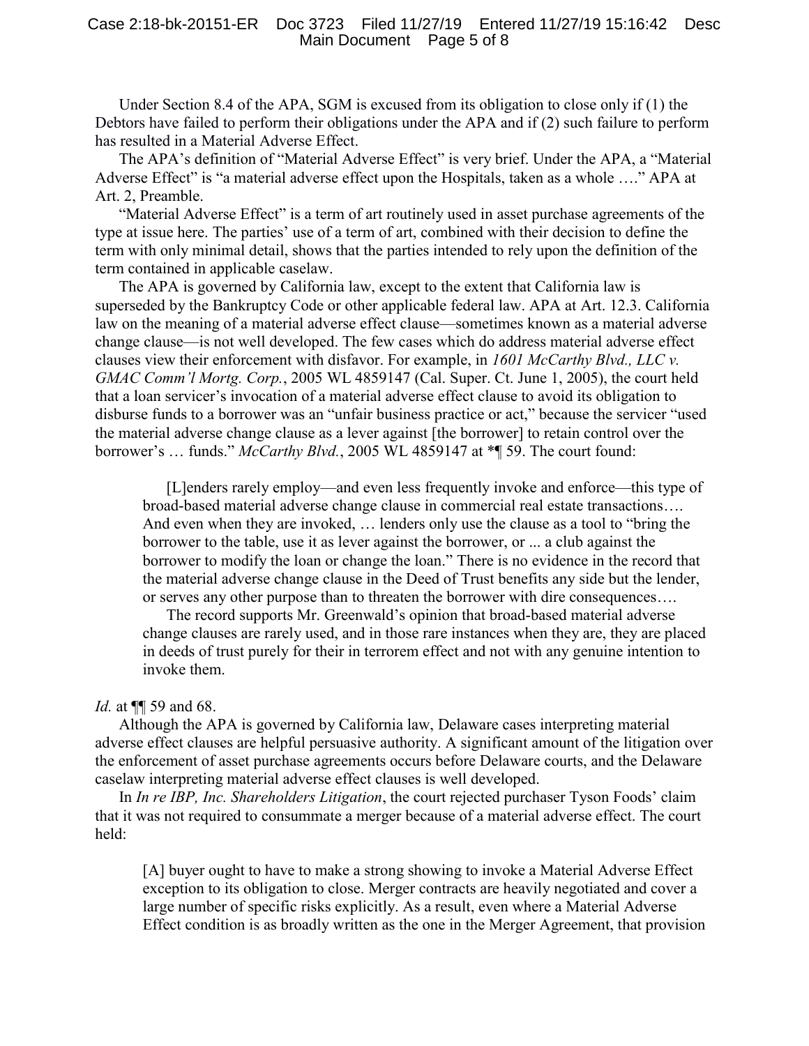Under Section 8.4 of the APA, SGM is excused from its obligation to close only if (1) the Debtors have failed to perform their obligations under the APA and if (2) such failure to perform has resulted in a Material Adverse Effect.

The APA's definition of "Material Adverse Effect" is very brief. Under the APA, a "Material Adverse Effect" is "a material adverse effect upon the Hospitals, taken as a whole …." APA at Art. 2, Preamble.

"Material Adverse Effect" is a term of art routinely used in asset purchase agreements of the type at issue here. The parties' use of a term of art, combined with their decision to define the term with only minimal detail, shows that the parties intended to rely upon the definition of the term contained in applicable caselaw.

The APA is governed by California law, except to the extent that California law is superseded by the Bankruptcy Code or other applicable federal law. APA at Art. 12.3. California law on the meaning of a material adverse effect clause—sometimes known as a material adverse change clause—is not well developed. The few cases which do address material adverse effect clauses view their enforcement with disfavor. For example, in *1601 McCarthy Blvd., LLC v. GMAC Comm'l Mortg. Corp.*, 2005 WL 4859147 (Cal. Super. Ct. June 1, 2005), the court held that a loan servicer's invocation of a material adverse effect clause to avoid its obligation to disburse funds to a borrower was an "unfair business practice or act," because the servicer "used the material adverse change clause as a lever against [the borrower] to retain control over the borrower's … funds." *McCarthy Blvd.*, 2005 WL 4859147 at *¶ 59. The court found:

> [L]enders rarely employ—and even less frequently invoke and enforce—this type of broad-based material adverse change clause in commercial real estate transactions…. And even when they are invoked, … lenders only use the clause as a tool to "bring the borrower to the table, use it as lever against the borrower, or ... a club against the borrower to modify the loan or change the loan." There is no evidence in the record that the material adverse change clause in the Deed of Trust benefits any side but the lender, or serves any other purpose than to threaten the borrower with dire consequences….
>
> The record supports Mr. Greenwald's opinion that broad-based material adverse change clauses are rarely used, and in those rare instances when they are, they are placed in deeds of trust purely for their in terrorem effect and not with any genuine intention to invoke them.

*Id.* at ¶¶ 59 and 68.

Although the APA is governed by California law, Delaware cases interpreting material adverse effect clauses are helpful persuasive authority. A significant amount of the litigation over the enforcement of asset purchase agreements occurs before Delaware courts, and the Delaware caselaw interpreting material adverse effect clauses is well developed.

In *In re IBP, Inc. Shareholders Litigation*, the court rejected purchaser Tyson Foods' claim that it was not required to consummate a merger because of a material adverse effect. The court held:

> [A] buyer ought to have to make a strong showing to invoke a Material Adverse Effect exception to its obligation to close. Merger contracts are heavily negotiated and cover a large number of specific risks explicitly. As a result, even where a Material Adverse Effect condition is as broadly written as the one in the Merger Agreement, that provision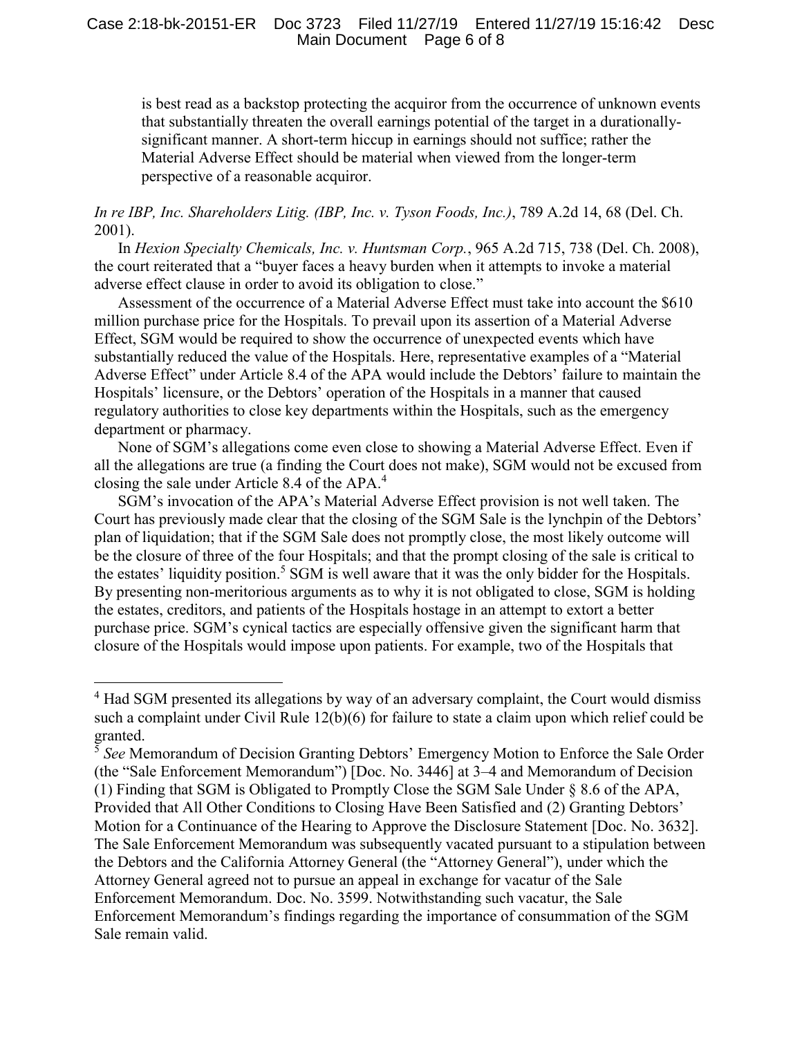> is best read as a backstop protecting the acquiror from the occurrence of unknown events that substantially threaten the overall earnings potential of the target in a durationally-significant manner. A short-term hiccup in earnings should not suffice; rather the Material Adverse Effect should be material when viewed from the longer-term perspective of a reasonable acquiror.

*In re IBP, Inc. Shareholders Litig. (IBP, Inc. v. Tyson Foods, Inc.)*, 789 A.2d 14, 68 (Del. Ch. 2001).

In *Hexion Specialty Chemicals, Inc. v. Huntsman Corp.*, 965 A.2d 715, 738 (Del. Ch. 2008), the court reiterated that a "buyer faces a heavy burden when it attempts to invoke a material adverse effect clause in order to avoid its obligation to close."

Assessment of the occurrence of a Material Adverse Effect must take into account the $610 million purchase price for the Hospitals. To prevail upon its assertion of a Material Adverse Effect, SGM would be required to show the occurrence of unexpected events which have substantially reduced the value of the Hospitals. Here, representative examples of a "Material Adverse Effect" under Article 8.4 of the APA would include the Debtors' failure to maintain the Hospitals' licensure, or the Debtors' operation of the Hospitals in a manner that caused regulatory authorities to close key departments within the Hospitals, such as the emergency department or pharmacy.

None of SGM's allegations come even close to showing a Material Adverse Effect. Even if all the allegations are true (a finding the Court does not make), SGM would not be excused from closing the sale under Article 8.4 of the APA.[4]

SGM's invocation of the APA's Material Adverse Effect provision is not well taken. The Court has previously made clear that the closing of the SGM Sale is the lynchpin of the Debtors' plan of liquidation; that if the SGM Sale does not promptly close, the most likely outcome will be the closure of three of the four Hospitals; and that the prompt closing of the sale is critical to the estates' liquidity position.[5] SGM is well aware that it was the only bidder for the Hospitals. By presenting non-meritorious arguments as to why it is not obligated to close, SGM is holding the estates, creditors, and patients of the Hospitals hostage in an attempt to extort a better purchase price. SGM's cynical tactics are especially offensive given the significant harm that closure of the Hospitals would impose upon patients. For example, two of the Hospitals that

---

[4] Had SGM presented its allegations by way of an adversary complaint, the Court would dismiss such a complaint under Civil Rule 12(b)(6) for failure to state a claim upon which relief could be granted.

[5] *See* Memorandum of Decision Granting Debtors' Emergency Motion to Enforce the Sale Order (the "Sale Enforcement Memorandum") [Doc. No. 3446] at 3–4 and Memorandum of Decision (1) Finding that SGM is Obligated to Promptly Close the SGM Sale Under § 8.6 of the APA, Provided that All Other Conditions to Closing Have Been Satisfied and (2) Granting Debtors' Motion for a Continuance of the Hearing to Approve the Disclosure Statement [Doc. No. 3632]. The Sale Enforcement Memorandum was subsequently vacated pursuant to a stipulation between the Debtors and the California Attorney General (the "Attorney General"), under which the Attorney General agreed not to pursue an appeal in exchange for vacatur of the Sale Enforcement Memorandum. Doc. No. 3599. Notwithstanding such vacatur, the Sale Enforcement Memorandum's findings regarding the importance of consummation of the SGM Sale remain valid.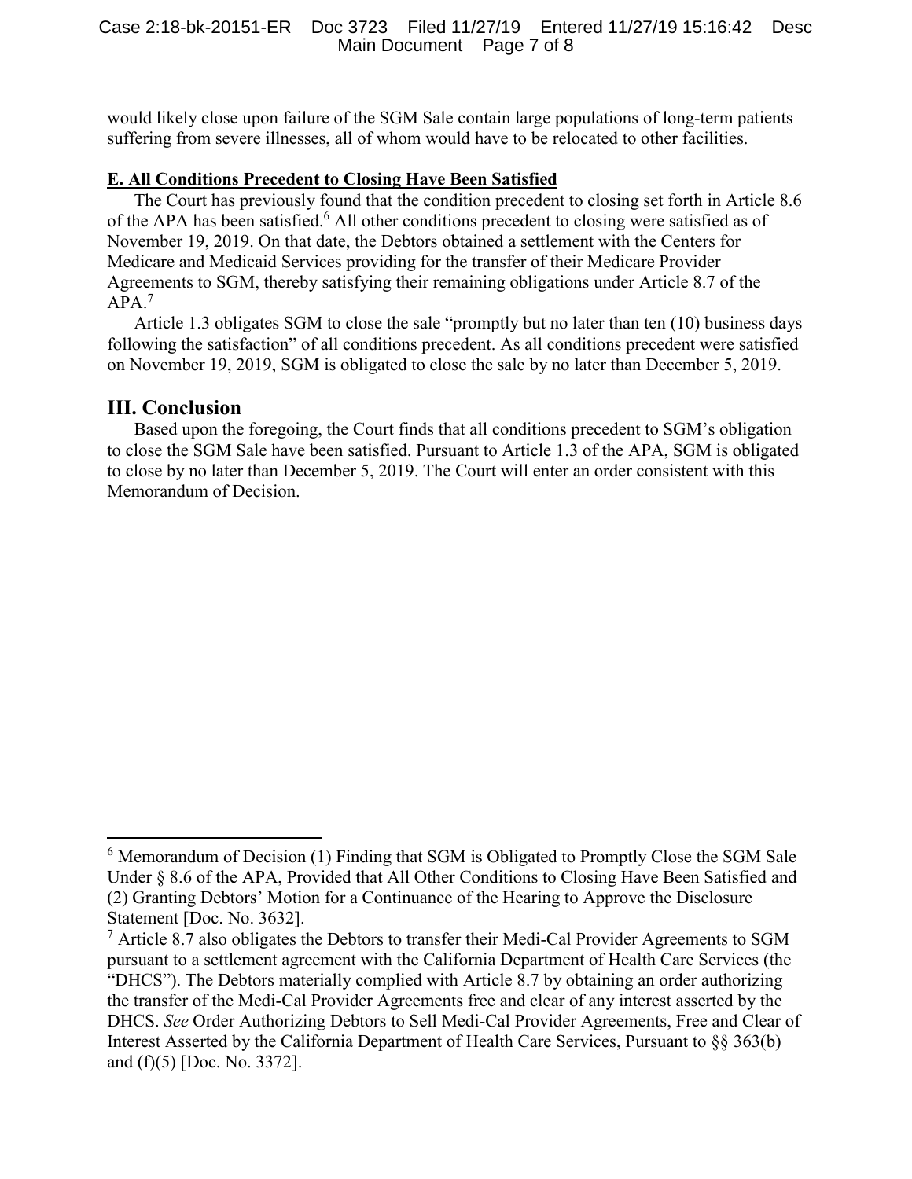would likely close upon failure of the SGM Sale contain large populations of long-term patients suffering from severe illnesses, all of whom would have to be relocated to other facilities.

**E. All Conditions Precedent to Closing Have Been Satisfied**

The Court has previously found that the condition precedent to closing set forth in Article 8.6 of the APA has been satisfied.[6] All other conditions precedent to closing were satisfied as of November 19, 2019. On that date, the Debtors obtained a settlement with the Centers for Medicare and Medicaid Services providing for the transfer of their Medicare Provider Agreements to SGM, thereby satisfying their remaining obligations under Article 8.7 of the APA.[7]

Article 1.3 obligates SGM to close the sale "promptly but no later than ten (10) business days following the satisfaction" of all conditions precedent. As all conditions precedent were satisfied on November 19, 2019, SGM is obligated to close the sale by no later than December 5, 2019.

## III. Conclusion

Based upon the foregoing, the Court finds that all conditions precedent to SGM's obligation to close the SGM Sale have been satisfied. Pursuant to Article 1.3 of the APA, SGM is obligated to close by no later than December 5, 2019. The Court will enter an order consistent with this Memorandum of Decision.

---

[6] Memorandum of Decision (1) Finding that SGM is Obligated to Promptly Close the SGM Sale Under § 8.6 of the APA, Provided that All Other Conditions to Closing Have Been Satisfied and (2) Granting Debtors' Motion for a Continuance of the Hearing to Approve the Disclosure Statement [Doc. No. 3632].

[7] Article 8.7 also obligates the Debtors to transfer their Medi-Cal Provider Agreements to SGM pursuant to a settlement agreement with the California Department of Health Care Services (the "DHCS"). The Debtors materially complied with Article 8.7 by obtaining an order authorizing the transfer of the Medi-Cal Provider Agreements free and clear of any interest asserted by the DHCS. *See* Order Authorizing Debtors to Sell Medi-Cal Provider Agreements, Free and Clear of Interest Asserted by the California Department of Health Care Services, Pursuant to §§ 363(b) and (f)(5) [Doc. No. 3372].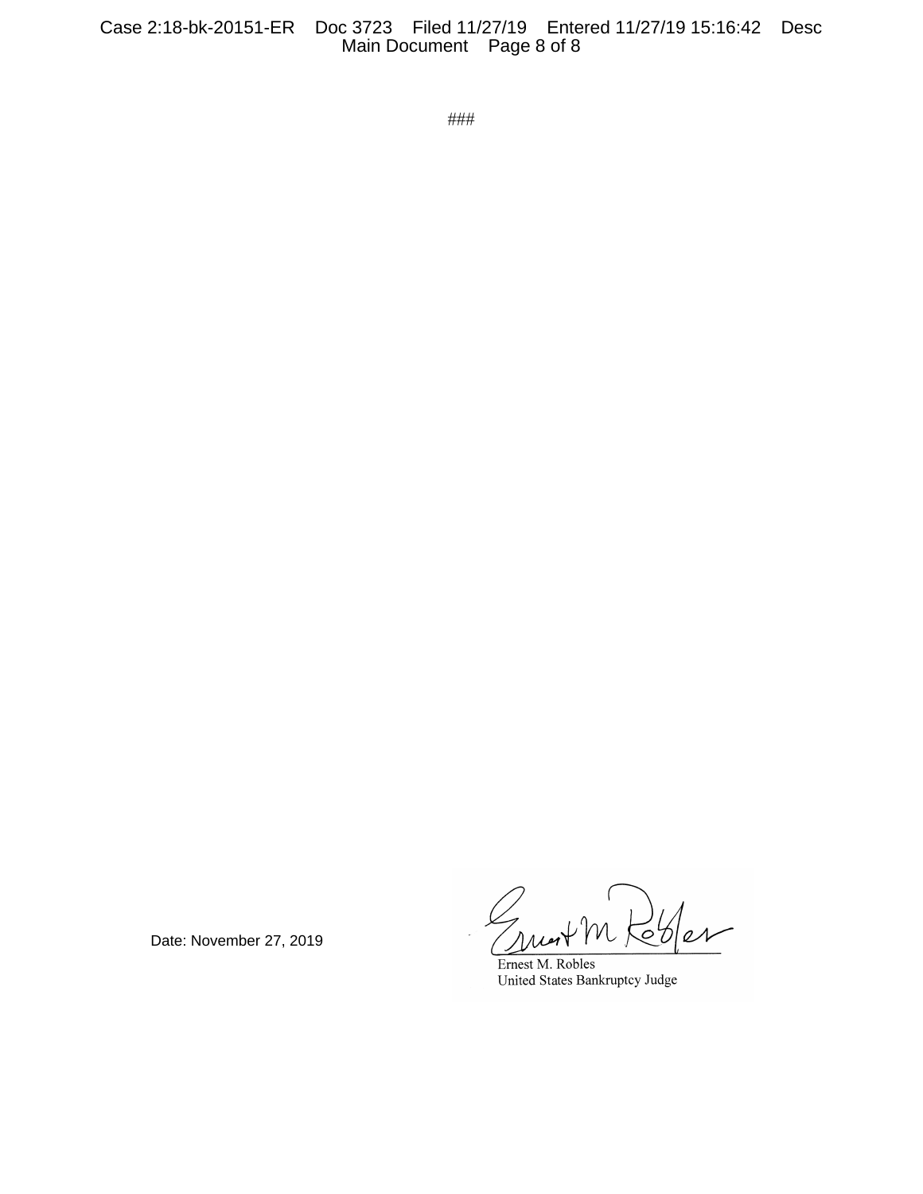###

Date: November 27, 2019

Ernest M. Robles
United States Bankruptcy Judge